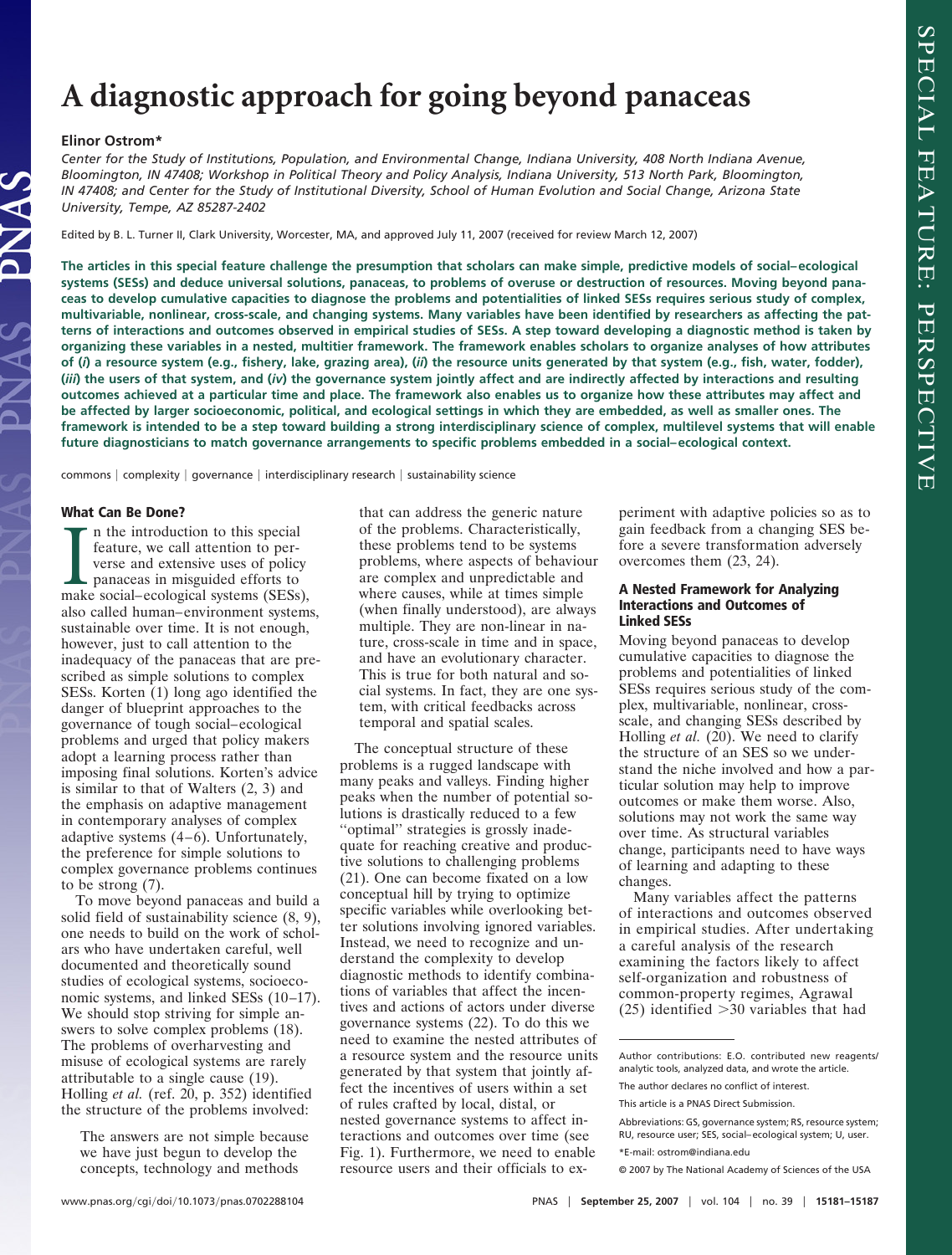# A diagnostic approach for going beyond panaceas

**Elinor Ostrom***

*Center for the Study of Institutions, Population, and Environmental Change, Indiana University, 408 North Indiana Avenue, Bloomington, IN 47408; Workshop in Political Theory and Policy Analysis, Indiana University, 513 North Park, Bloomington, IN 47408; and Center for the Study of Institutional Diversity, School of Human Evolution and Social Change, Arizona State University, Tempe, AZ 85287-2402*

Edited by B. L. Turner II, Clark University, Worcester, MA, and approved July 11, 2007 (received for review March 12, 2007)

**The articles in this special feature challenge the presumption that scholars can make simple, predictive models of social–ecological systems (SESs) and deduce universal solutions, panaceas, to problems of overuse or destruction of resources. Moving beyond panaceas to develop cumulative capacities to diagnose the problems and potentialities of linked SESs requires serious study of complex, multivariable, nonlinear, cross-scale, and changing systems. Many variables have been identified by researchers as affecting the patterns of interactions and outcomes observed in empirical studies of SESs. A step toward developing a diagnostic method is taken by organizing these variables in a nested, multitier framework. The framework enables scholars to organize analyses of how attributes of (*i*) a resource system (e.g., fishery, lake, grazing area), (*ii*) the resource units generated by that system (e.g., fish, water, fodder), (*iii*) the users of that system, and (*iv*) the governance system jointly affect and are indirectly affected by interactions and resulting outcomes achieved at a particular time and place. The framework also enables us to organize how these attributes may affect and be affected by larger socioeconomic, political, and ecological settings in which they are embedded, as well as smaller ones. The framework is intended to be a step toward building a strong interdisciplinary science of complex, multilevel systems that will enable future diagnosticians to match governance arrangements to specific problems embedded in a social–ecological context.**

commons | complexity | governance | interdisciplinary research | sustainability science

## What Can Be Done?

In the introduction to this special feature, we call attention to perverse and extensive uses of policy panaceas in misguided efforts to make social–ecological systems (SESs), also called human–environment systems, sustainable over time. It is not enough, however, just to call attention to the inadequacy of the panaceas that are prescribed as simple solutions to complex SESs. Korten (1) long ago identified the danger of blueprint approaches to the governance of tough social–ecological problems and urged that policy makers adopt a learning process rather than imposing final solutions. Korten's advice is similar to that of Walters (2, 3) and the emphasis on adaptive management in contemporary analyses of complex adaptive systems (4–6). Unfortunately, the preference for simple solutions to complex governance problems continues to be strong (7).

To move beyond panaceas and build a solid field of sustainability science (8, 9), one needs to build on the work of scholars who have undertaken careful, well documented and theoretically sound studies of ecological systems, socioeconomic systems, and linked SESs (10–17). We should stop striving for simple answers to solve complex problems (18). The problems of overharvesting and misuse of ecological systems are rarely attributable to a single cause (19). Holling *et al.* (ref. 20, p. 352) identified the structure of the problems involved:

> The answers are not simple because we have just begun to develop the concepts, technology and methods that can address the generic nature of the problems. Characteristically, these problems tend to be systems problems, where aspects of behaviour are complex and unpredictable and where causes, while at times simple (when finally understood), are always multiple. They are non-linear in nature, cross-scale in time and in space, and have an evolutionary character. This is true for both natural and social systems. In fact, they are one system, with critical feedbacks across temporal and spatial scales.

The conceptual structure of these problems is a rugged landscape with many peaks and valleys. Finding higher peaks when the number of potential solutions is drastically reduced to a few "optimal" strategies is grossly inadequate for reaching creative and productive solutions to challenging problems (21). One can become fixated on a low conceptual hill by trying to optimize specific variables while overlooking better solutions involving ignored variables. Instead, we need to recognize and understand the complexity to develop diagnostic methods to identify combinations of variables that affect the incentives and actions of actors under diverse governance systems (22). To do this we need to examine the nested attributes of a resource system and the resource units generated by that system that jointly affect the incentives of users within a set of rules crafted by local, distal, or nested governance systems to affect interactions and outcomes over time (see Fig. 1). Furthermore, we need to enable resource users and their officials to experiment with adaptive policies so as to gain feedback from a changing SES before a severe transformation adversely overcomes them (23, 24).

## A Nested Framework for Analyzing Interactions and Outcomes of Linked SESs

Moving beyond panaceas to develop cumulative capacities to diagnose the problems and potentialities of linked SESs requires serious study of the complex, multivariable, nonlinear, cross-scale, and changing SESs described by Holling *et al.* (20). We need to clarify the structure of an SES so we understand the niche involved and how a particular solution may help to improve outcomes or make them worse. Also, solutions may not work the same way over time. As structural variables change, participants need to have ways of learning and adapting to these changes.

Many variables affect the patterns of interactions and outcomes observed in empirical studies. After undertaking a careful analysis of the research examining the factors likely to affect self-organization and robustness of common-property regimes, Agrawal (25) identified >30 variables that had

---

Author contributions: E.O. contributed new reagents/analytic tools, analyzed data, and wrote the article.

The author declares no conflict of interest.

This article is a PNAS Direct Submission.

Abbreviations: GS, governance system; RS, resource system; RU, resource user; SES, social–ecological system; U, user.

*E-mail: ostrom@indiana.edu

© 2007 by The National Academy of Sciences of the USA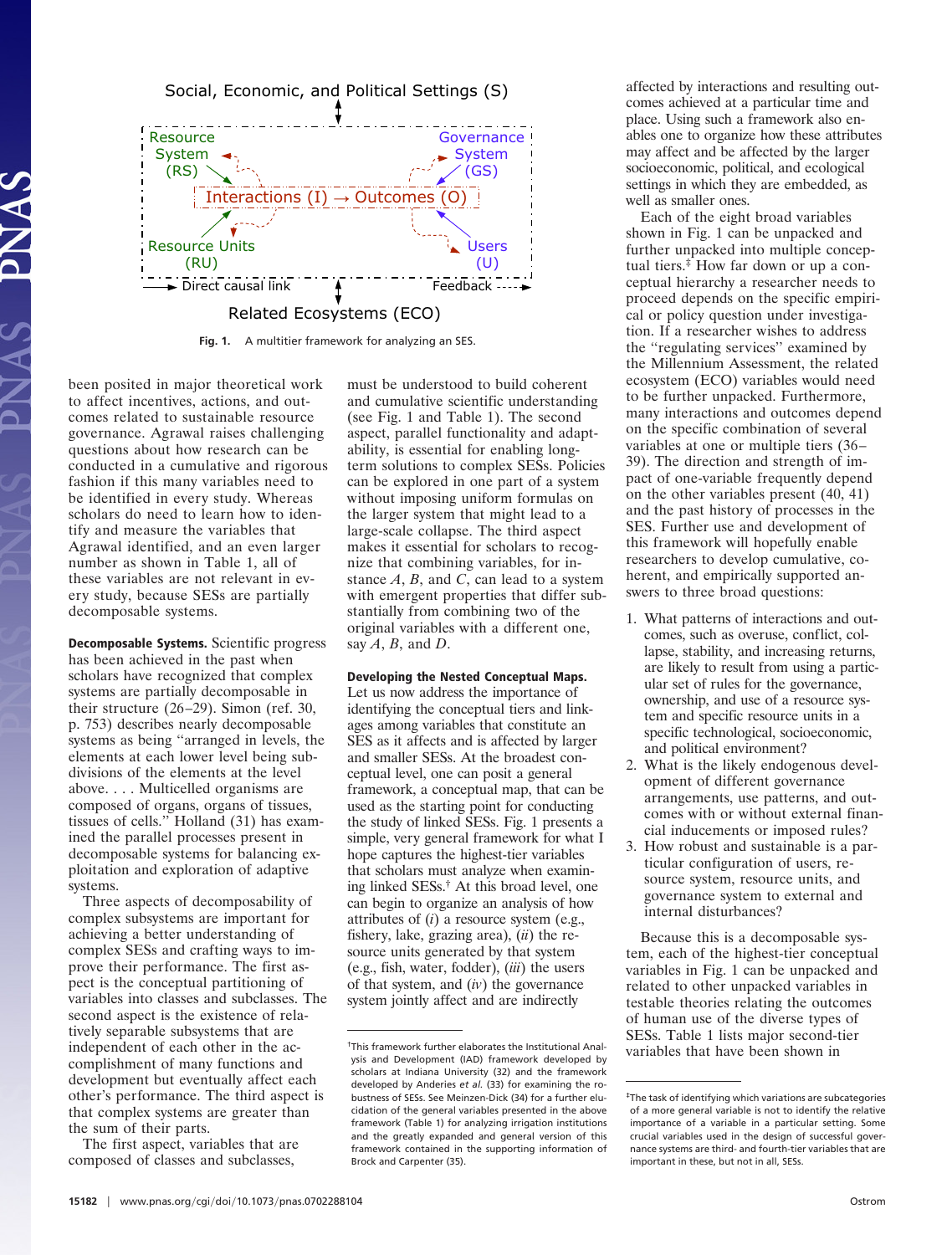Social, Economic, and Political Settings (S)

Resource System (RS)

Governance System (GS)

Interactions (I) → Outcomes (O)

Resource Units (RU)

Users (U)

Direct causal link

Feedback

Related Ecosystems (ECO)

**Fig. 1.** A multitier framework for analyzing an SES.

been posited in major theoretical work to affect incentives, actions, and outcomes related to sustainable resource governance. Agrawal raises challenging questions about how research can be conducted in a cumulative and rigorous fashion if this many variables need to be identified in every study. Whereas scholars do need to learn how to identify and measure the variables that Agrawal identified, and an even larger number as shown in Table 1, all of these variables are not relevant in every study, because SESs are partially decomposable systems.

**Decomposable Systems.** Scientific progress has been achieved in the past when scholars have recognized that complex systems are partially decomposable in their structure (26–29). Simon (ref. 30, p. 753) describes nearly decomposable systems as being "arranged in levels, the elements at each lower level being subdivisions of the elements at the level above. . . . Multicelled organisms are composed of organs, organs of tissues, tissues of cells." Holland (31) has examined the parallel processes present in decomposable systems for balancing exploitation and exploration of adaptive systems.

Three aspects of decomposability of complex systems are important for achieving a better understanding of complex SESs and crafting ways to improve their performance. The first aspect is the conceptual partitioning of variables into classes and subclasses. The second aspect is the existence of relatively separable subsystems that are independent of each other in the accomplishment of many functions and development but eventually affect each other's performance. The third aspect is that complex systems are greater than the sum of their parts.

The first aspect, variables that are composed of classes and subclasses, must be understood to build coherent and cumulative scientific understanding (see Fig. 1 and Table 1). The second aspect, parallel functionality and adaptability, is essential for enabling long-term solutions to complex SESs. Policies can be explored in one part of a system without imposing uniform formulas on the larger system that might lead to a large-scale collapse. The third aspect makes it essential for scholars to recognize that combining variables, for instance *A*, *B*, and *C*, can lead to a system with emergent properties that differ substantially from combining two of the original variables with a different one, say *A*, *B*, and *D*.

**Developing the Nested Conceptual Maps.** Let us now address the importance of identifying the conceptual tiers and linkages among variables that constitute an SES as it affects and is affected by larger and smaller SESs. At the broadest conceptual level, one can posit a general framework, a conceptual map, that can be used as the starting point for conducting the study of linked SESs. Fig. 1 presents a simple, very general framework for what I hope captures the highest-tier variables that scholars must analyze when examining linked SESs.[†] At this broad level, one can begin to organize an analysis of how attributes of (*i*) a resource system (e.g., fishery, lake, grazing area), (*ii*) the resource units generated by that system (e.g., fish, water, fodder), (*iii*) the users of that system, and (*iv*) the governance system jointly affect and are indirectly affected by interactions and resulting outcomes achieved at a particular time and place. Using such a framework also enables one to organize how these attributes may affect and be affected by the larger socioeconomic, political, and ecological settings in which they are embedded, as well as smaller ones.

Each of the eight broad variables shown in Fig. 1 can be unpacked and further unpacked into multiple conceptual tiers.[‡] How far down or up a conceptual hierarchy a researcher needs to proceed depends on the specific empirical or policy question under investigation. If a researcher wishes to address the "regulating services" examined by the Millennium Assessment, the related ecosystem (ECO) variables would need to be further unpacked. Furthermore, many interactions and outcomes depend on the specific combination of several variables at one or multiple tiers (36–39). The direction and strength of impact of one-variable frequently depend on the other variables present (40, 41) and the past history of processes in the SES. Further use and development of this framework will hopefully enable researchers to develop cumulative, coherent, and empirically supported answers to three broad questions:

1. What patterns of interactions and outcomes, such as overuse, conflict, collapse, stability, and increasing returns, are likely to result from using a particular set of rules for the governance, ownership, and use of a resource system and specific resource units in a specific technological, socioeconomic, and political environment?
2. What is the likely endogenous development of different governance arrangements, use patterns, and outcomes with or without external financial inducements or imposed rules?
3. How robust and sustainable is a particular configuration of users, resource system, resource units, and governance system to external and internal disturbances?

Because this is a decomposable system, each of the highest-tier conceptual variables in Fig. 1 can be unpacked and related to other unpacked variables in testable theories relating the outcomes of human use of the diverse types of SESs. Table 1 lists major second-tier variables that have been shown in

[†]This framework further elaborates the Institutional Analysis and Development (IAD) framework developed by scholars at Indiana University (32) and the framework developed by Anderies *et al.* (33) for examining the robustness of SESs. See Meinzen-Dick (34) for a further elucidation of the general variables presented in the above framework (Table 1) for analyzing irrigation institutions and the greatly expanded and general version of this framework contained in the supporting information of Brock and Carpenter (35).

[‡]The task of identifying which variations are subcategories of a more general variable is not to identify the relative importance of a variable in a particular setting. Some crucial variables used in the design of successful governance systems are third- and fourth-tier variables that are important in these, but not in all, SESs.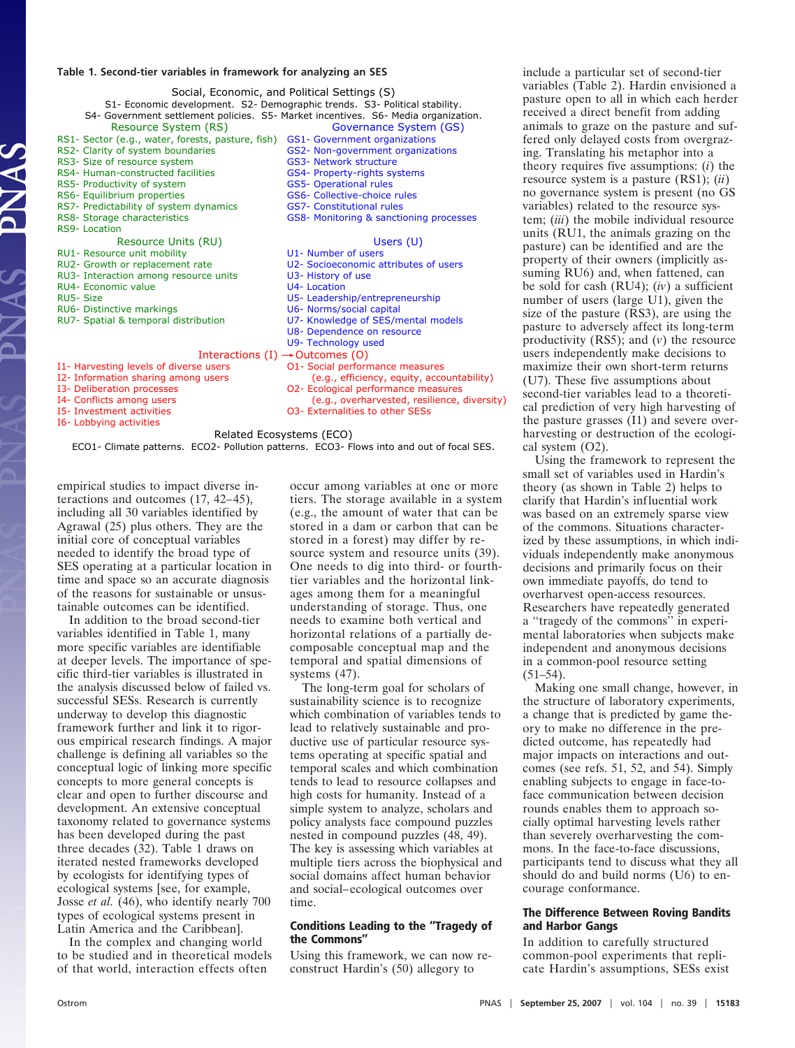**Table 1. Second-tier variables in framework for analyzing an SES**

Social, Economic, and Political Settings (S)

S1- Economic development. S2- Demographic trends. S3- Political stability.
S4- Government settlement policies. S5- Market incentives. S6- Media organization.

| Resource System (RS) | Governance System (GS) |
|---|---|
| RS1- Sector (e.g., water, forests, pasture, fish) | GS1- Government organizations |
| RS2- Clarity of system boundaries | GS2- Non-government organizations |
| RS3- Size of resource system | GS3- Network structure |
| RS4- Human-constructed facilities | GS4- Property-rights systems |
| RS5- Productivity of system | GS5- Operational rules |
| RS6- Equilibrium properties | GS6- Collective-choice rules |
| RS7- Predictability of system dynamics | GS7- Constitutional rules |
| RS8- Storage characteristics | GS8- Monitoring & sanctioning processes |
| RS9- Location | |
| **Resource Units (RU)** | **Users (U)** |
| RU1- Resource unit mobility | U1- Number of users |
| RU2- Growth or replacement rate | U2- Socioeconomic attributes of users |
| RU3- Interaction among resource units | U3- History of use |
| RU4- Economic value | U4- Location |
| RU5- Size | U5- Leadership/entrepreneurship |
| RU6- Distinctive markings | U6- Norms/social capital |
| RU7- Spatial & temporal distribution | U7- Knowledge of SES/mental models |
| | U8- Dependence on resource |
| | U9- Technology used |
| **Interactions (I)** | **→ Outcomes (O)** |
| I1- Harvesting levels of diverse users | O1- Social performance measures (e.g., efficiency, equity, accountability) |
| I2- Information sharing among users | O2- Ecological performance measures (e.g., overharvested, resilience, diversity) |
| I3- Deliberation processes | O3- Externalities to other SESs |
| I4- Conflicts among users | |
| I5- Investment activities | |
| I6- Lobbying activities | |

Related Ecosystems (ECO)

ECO1- Climate patterns. ECO2- Pollution patterns. ECO3- Flows into and out of focal SES.

empirical studies to impact diverse interactions and outcomes (17, 42–45), including all 30 variables identified by Agrawal (25) plus others. They are the initial core of conceptual variables needed to identify the broad type of SES operating at a particular location in time and space so an accurate diagnosis of the reasons for sustainable or unsustainable outcomes can be identified.

In addition to the broad second-tier variables identified in Table 1, many more specific variables are identifiable at deeper levels. The importance of specific third-tier variables is illustrated in the analysis discussed below of failed vs. successful SESs. Research is currently underway to develop this diagnostic framework further and link it to rigorous empirical research findings. A major challenge is defining all variables so the conceptual logic of linking more specific concepts to more general concepts is clear and open to further discourse and development. An extensive conceptual taxonomy related to governance systems has been developed during the past three decades (32). Table 1 draws on iterated nested frameworks developed by ecologists for identifying types of ecological systems [see, for example, Josse *et al.* (46), who identify nearly 700 types of ecological systems present in Latin America and the Caribbean].

In the complex and changing world to be studied and in theoretical models of that world, interaction effects often occur among variables at one or more tiers. The storage available in a system (e.g., the amount of water that can be stored in a dam or carbon that can be stored in a forest) may differ by resource system and resource units (39). One needs to dig into third- or fourth-tier variables and the horizontal linkages among them for a meaningful understanding of storage. Thus, one needs to examine both vertical and horizontal relations of a partially decomposable conceptual map and the temporal and spatial dimensions of systems (47).

The long-term goal for scholars of sustainability science is to recognize which combination of variables tends to lead to relatively sustainable and productive use of particular resource systems operating at specific spatial and temporal scales and which combination tends to lead to resource collapses and high costs for humanity. Instead of a simple system to analyze, scholars and policy analysts face compound puzzles nested in compound puzzles (48, 49). The key is assessing which variables at multiple tiers across the biophysical and social domains affect human behavior and social–ecological outcomes over time.

## Conditions Leading to the "Tragedy of the Commons"

Using this framework, we can now reconstruct Hardin's (50) allegory to include a particular set of second-tier variables (Table 2). Hardin envisioned a pasture open to all in which each herder received a direct benefit from adding animals to graze on the pasture and suffered only delayed costs from overgrazing. Translating his metaphor into a theory requires five assumptions: (*i*) the resource system is a pasture (RS1); (*ii*) no governance system is present (no GS variables) related to the resource system; (*iii*) the mobile individual resource units (RU1, the animals grazing on the pasture) can be identified and are the property of their owners (implicitly assuming RU6) and, when fattened, can be sold for cash (RU4); (*iv*) a sufficient number of users (large U1), given the size of the pasture (RS3), are using the pasture to adversely affect its long-term productivity (RS5); and (*v*) the resource users independently make decisions to maximize their own short-term returns (U7). These five assumptions about second-tier variables lead to a theoretical prediction of very high harvesting of the pasture grasses (I1) and severe overharvesting or destruction of the ecological system (O2).

Using the framework to represent the small set of variables used in Hardin's theory (as shown in Table 2) helps to clarify that Hardin's influential work was based on an extremely sparse view of the commons. Situations characterized by these assumptions, in which individuals independently make anonymous decisions and primarily focus on their own immediate payoffs, do tend to overharvest open-access resources. Researchers have repeatedly generated a "tragedy of the commons" in experimental laboratories when subjects make independent and anonymous decisions in a common-pool resource setting (51–54).

Making one small change, however, in the structure of laboratory experiments, a change that is predicted by game theory to make no difference in the predicted outcome, has repeatedly had major impacts on interactions and outcomes (see refs. 51, 52, and 54). Simply enabling subjects to engage in face-to-face communication between decision rounds enables them to approach socially optimal harvesting levels rather than severely overharvesting the commons. In the face-to-face discussions, participants tend to discuss what they all should do and build norms (U6) to encourage conformance.

## The Difference Between Roving Bandits and Harbor Gangs

In addition to carefully structured common-pool experiments that replicate Hardin's assumptions, SESs exist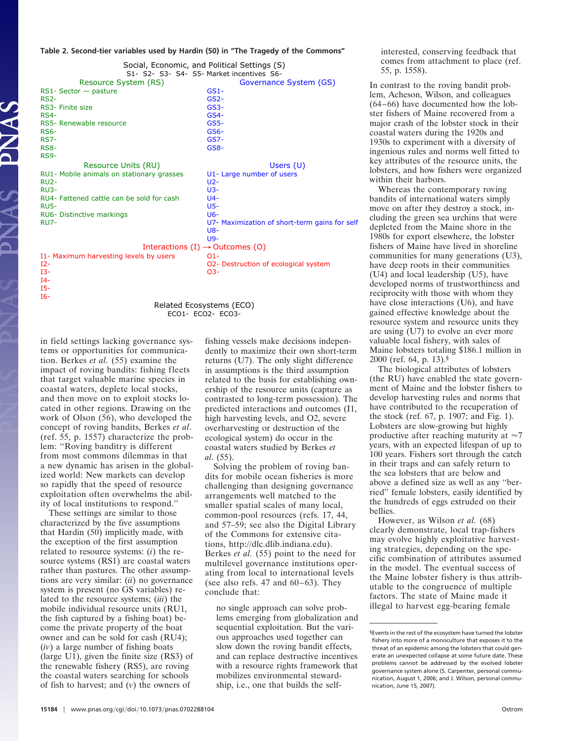**Table 2. Second-tier variables used by Hardin (50) in "The Tragedy of the Commons"**

| Social, Economic, and Political Settings (S) | |
|---|---|
| S1- S2- S3- S4- S5- Market incentives S6- | |
| **Resource System (RS)** | **Governance System (GS)** |
| RS1- Sector — pasture | GS1- |
| RS2- | GS2- |
| RS3- Finite size | GS3- |
| RS4- | GS4- |
| RS5- Renewable resource | GS5- |
| RS6- | GS6- |
| RS7- | GS7- |
| RS8- | GS8- |
| RS9- | |
| **Resource Units (RU)** | **Users (U)** |
| RU1- Mobile animals on stationary grasses | U1- Large number of users |
| RU2- | U2- |
| RU3- | U3- |
| RU4- Fattened cattle can be sold for cash | U4- |
| RU5- | U5- |
| RU6- Distinctive markings | U6- |
| RU7- | U7- Maximization of short-term gains for self |
| | U8- |
| | U9- |
| **Interactions (I) → Outcomes (O)** | |
| I1- Maximum harvesting levels by users | O1- |
| I2- | O2- Destruction of ecological system |
| I3- | O3- |
| I4- | |
| I5- | |
| I6- | |
| **Related Ecosystems (ECO)** | |
| ECO1- ECO2- ECO3- | |

in field settings lacking governance systems or opportunities for communication. Berkes *et al.* (55) examine the impact of roving bandits: fishing fleets that target valuable marine species in coastal waters, deplete local stocks, and then move on to exploit stocks located in other regions. Drawing on the work of Olson (56), who developed the concept of roving bandits, Berkes *et al.* (ref. 55, p. 1557) characterize the problem: "Roving banditry is different from most commons dilemmas in that a new dynamic has arisen in the globalized world: New markets can develop so rapidly that the speed of resource exploitation often overwhelms the ability of local institutions to respond."

These settings are similar to those characterized by the five assumptions that Hardin (50) implicitly made, with the exception of the first assumption related to resource systems: (*i*) the resource systems (RS1) are coastal waters rather than pastures. The other assumptions are very similar: (*ii*) no governance system is present (no GS variables) related to the resource systems; (*iii*) the mobile individual resource units (RU1, the fish captured by a fishing boat) become the private property of the boat owner and can be sold for cash (RU4); (*iv*) a large number of fishing boats (large U1), given the finite size (RS3) of the renewable fishery (RS5), are roving the coastal waters searching for schools of fish to harvest; and (*v*) the owners of fishing vessels make decisions independently to maximize their own short-term returns (U7). The only slight difference in assumptions is the third assumption related to the basis for establishing ownership of the resource units (capture as contrasted to long-term possession). The predicted interactions and outcomes (I1, high harvesting levels, and O2, severe overharvesting or destruction of the ecological system) do occur in the coastal waters studied by Berkes *et al.* (55).

Solving the problem of roving bandits for mobile ocean fisheries is more challenging than designing governance arrangements well matched to the smaller spatial scales of many local, common-pool resources (refs. 17, 44, and 57–59; see also the Digital Library of the Commons for extensive citations, http://dlc.dlib.indiana.edu). Berkes *et al.* (55) point to the need for multilevel governance institutions operating from local to international levels (see also refs. 47 and 60–63). They conclude that:

> no single approach can solve problems emerging from globalization and sequential exploitation. But the various approaches used together can slow down the roving bandit effects, and can replace destructive incentives with a resource rights framework that mobilizes environmental stewardship, i.e., one that builds the self-interested, conserving feedback that comes from attachment to place (ref. 55, p. 1558).

In contrast to the roving bandit problem, Acheson, Wilson, and colleagues (64–66) have documented how the lobster fishers of Maine recovered from a major crash of the lobster stock in their coastal waters during the 1920s and 1930s to experiment with a diversity of ingenious rules and norms well fitted to key attributes of the resource units, the lobsters, and how fishers were organized within their harbors.

Whereas the contemporary roving bandits of international waters simply move on after they destroy a stock, including the green sea urchins that were depleted from the Maine shore in the 1980s for export elsewhere, the lobster fishers of Maine have lived in shoreline communities for many generations (U3), have deep roots in their communities (U4) and local leadership (U5), have developed norms of trustworthiness and reciprocity with those with whom they have close interactions (U6), and have gained effective knowledge about the resource system and resource units they are using (U7) to evolve an ever more valuable local fishery, with sales of Maine lobsters totaling $186.1 million in 2000 (ref. 64, p. 13).[§]

The biological attributes of lobsters (the RU) have enabled the state government of Maine and the lobster fishers to develop harvesting rules and norms that have contributed to the recuperation of the stock (ref. 67, p. 1907; and Fig. 1). Lobsters are slow-growing but highly productive after reaching maturity at ≈7 years, with an expected lifespan of up to 100 years. Fishers sort through the catch in their traps and can safely return to the sea lobsters that are below and above a defined size as well as any "berried" female lobsters, easily identified by the hundreds of eggs extruded on their bellies.

However, as Wilson *et al.* (68) clearly demonstrate, local trap-fishers may evolve highly exploitative harvesting strategies, depending on the specific combination of attributes assumed in the model. The eventual success of the Maine lobster fishery is thus attributable to the congruence of multiple factors. The state of Maine made it illegal to harvest egg-bearing female

[§]Events in the rest of the ecosystem have turned the lobster fishery into more of a monoculture that exposes it to the threat of an epidemic among the lobsters that could generate an unexpected collapse at some future date. These problems cannot be addressed by the evolved lobster governance system alone (S. Carpenter, personal communication, August 1, 2006; and J. Wilson, personal communication, June 15, 2007).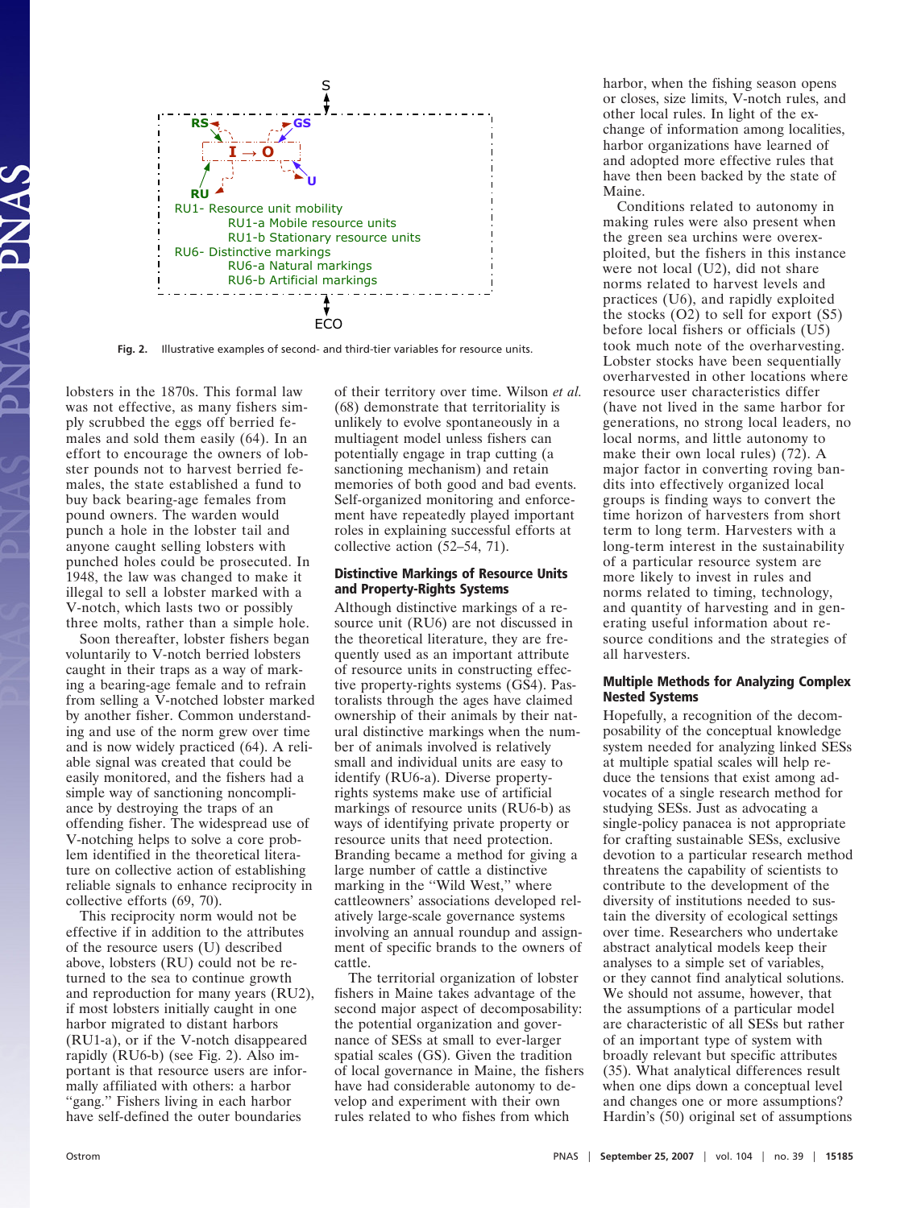S

RS GS

I → O

RU U

RU1- Resource unit mobility

RU1-a Mobile resource units

RU1-b Stationary resource units

RU6- Distinctive markings

RU6-a Natural markings

RU6-b Artificial markings

ECO

**Fig. 2.** Illustrative examples of second- and third-tier variables for resource units.

lobsters in the 1870s. This formal law was not effective, as many fishers simply scrubbed the eggs off berried females and sold them easily (64). In an effort to encourage the owners of lobster pounds not to harvest berried females, the state established a fund to buy back bearing-age females from pound owners. The warden would punch a hole in the lobster tail and anyone caught selling lobsters with punched holes could be prosecuted. In 1948, the law was changed to make it illegal to sell a lobster marked with a V-notch, which lasts two or possibly three molts, rather than a simple hole.

Soon thereafter, lobster fishers began voluntarily to V-notch berried lobsters caught in their traps as a way of marking a bearing-age female and to refrain from selling a V-notched lobster marked by another fisher. Common understanding and use of the norm grew over time and is now widely practiced (64). A reliable signal was created that could be easily monitored, and the fishers had a simple way of sanctioning noncompliance by destroying the traps of an offending fisher. The widespread use of V-notching helps to solve a core problem identified in the theoretical literature on collective action of establishing reliable signals to enhance reciprocity in collective efforts (69, 70).

This reciprocity norm would not be effective if in addition to the attributes of the resource users (U) described above, lobsters (RU) could not be returned to the sea to continue growth and reproduction for many years (RU2), if most lobsters initially caught in one harbor migrated to distant harbors (RU1-a), or if the V-notch disappeared rapidly (RU6-b) (see Fig. 2). Also important is that resource users are informally affiliated with others: a harbor "gang." Fishers living in each harbor have self-defined the outer boundaries of their territory over time. Wilson *et al.* (68) demonstrate that territoriality is unlikely to evolve spontaneously in a multiagent model unless fishers can potentially engage in trap cutting (a sanctioning mechanism) and retain memories of both good and bad events. Self-organized monitoring and enforcement have repeatedly played important roles in explaining successful efforts at collective action (52–54, 71).

## Distinctive Markings of Resource Units and Property-Rights Systems

Although distinctive markings of a resource unit (RU6) are not discussed in the theoretical literature, they are frequently used as an important attribute of resource units in constructing effective property-rights systems (GS4). Pastoralists through the ages have claimed ownership of their animals by their natural distinctive markings when the number of animals involved is relatively small and individual units are easy to identify (RU6-a). Diverse property-rights systems make use of artificial markings of resource units (RU6-b) as ways of identifying private property or resource units that need protection. Branding became a method for giving a large number of cattle a distinctive marking in the "Wild West," where cattleowners' associations developed relatively large-scale governance systems involving an annual roundup and assignment of specific brands to the owners of cattle.

The territorial organization of lobster fishers in Maine takes advantage of the second major aspect of decomposability: the potential organization and governance of SESs at small to ever-larger spatial scales (GS). Given the tradition of local governance in Maine, the fishers have had considerable autonomy to develop and experiment with their own rules related to who fishes from which harbor, when the fishing season opens or closes, size limits, V-notch rules, and other local rules. In light of the exchange of information among localities, harbor organizations have learned of and adopted more effective rules that have then been backed by the state of Maine.

Conditions related to autonomy in making rules were also present when the green sea urchins were overexploited, but the fishers in this instance were not local (U2), did not share norms related to harvest levels and practices (U6), and rapidly exploited the stocks (O2) to sell for export (S5) before local fishers or officials (U5) took much note of the overharvesting. Lobster stocks have been sequentially overharvested in other locations where resource user characteristics differ (have not lived in the same harbor for generations, no strong local leaders, no local norms, and little autonomy to make their own local rules) (72). A major factor in converting roving bandits into effectively organized local groups is finding ways to convert the time horizon of harvesters from short term to long term. Harvesters with a long-term interest in the sustainability of a particular resource system are more likely to invest in rules and norms related to timing, technology, and quantity of harvesting and in generating useful information about resource conditions and the strategies of all harvesters.

## Multiple Methods for Analyzing Complex Nested Systems

Hopefully, a recognition of the decomposability of the conceptual knowledge system needed for analyzing linked SESs at multiple spatial scales will help reduce the tensions that exist among advocates of a single research method for studying SESs. Just as advocating a single-policy panacea is not appropriate for crafting sustainable SESs, exclusive devotion to a particular research method threatens the capability of scientists to contribute to the development of the diversity of institutions needed to sustain the diversity of ecological settings over time. Researchers who undertake abstract analytical models keep their analyses to a simple set of variables, or they cannot find analytical solutions. We should not assume, however, that the assumptions of a particular model are characteristic of all SESs but rather of an important type of system with broadly relevant but specific attributes (35). What analytical differences result when one dips down a conceptual level and changes one or more assumptions? Hardin's (50) original set of assumptions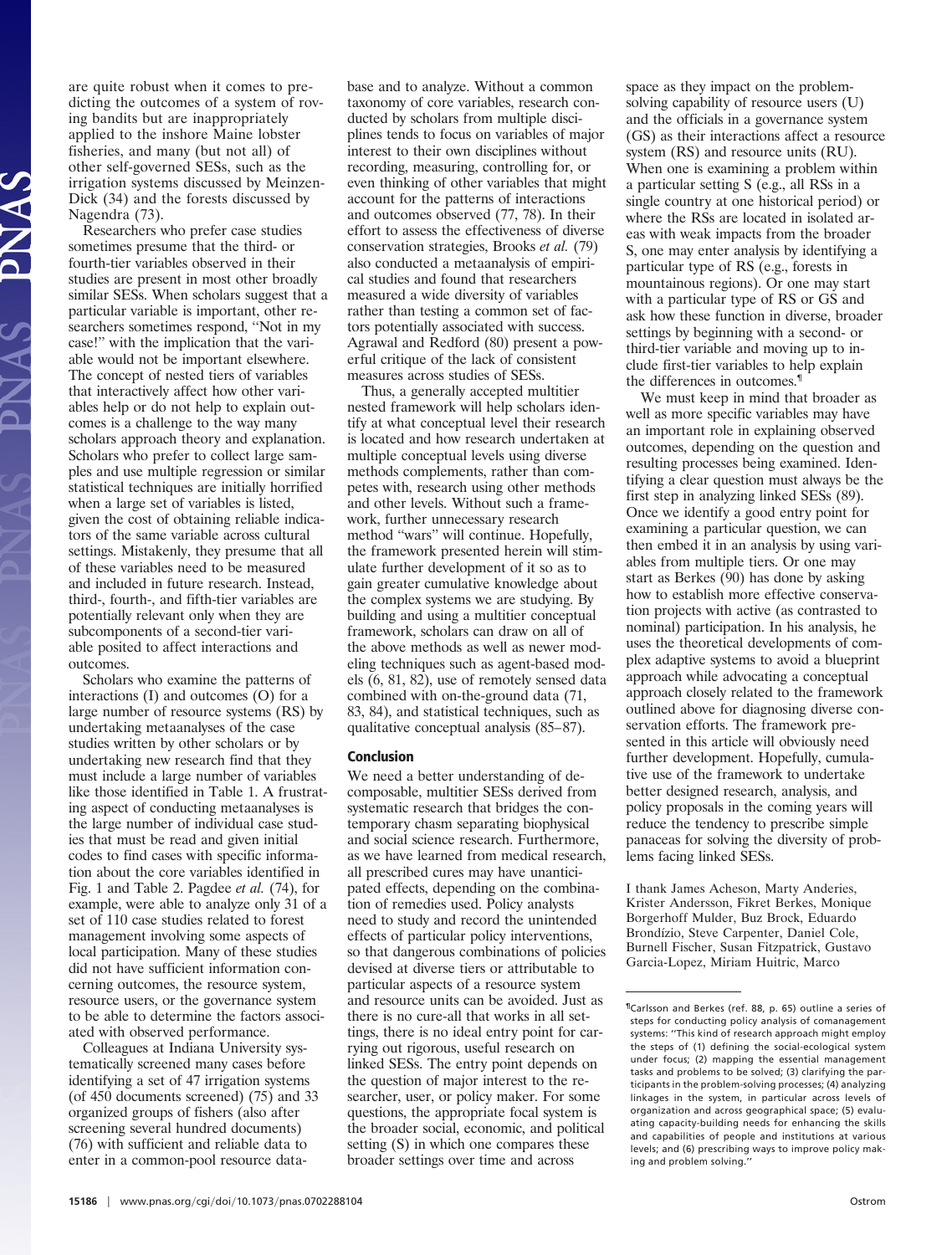are quite robust when it comes to predicting the outcomes of a system of roving bandits but are inappropriately applied to the inshore Maine lobster fisheries, and many (but not all) of other self-governed SESs, such as the irrigation systems discussed by Meinzen-Dick (34) and the forests discussed by Nagendra (73).

Researchers who prefer case studies sometimes presume that the third- or fourth-tier variables observed in their studies are present in most other broadly similar SESs. When scholars suggest that a particular variable is important, other researchers sometimes respond, "Not in my case!" with the implication that the variable would not be important elsewhere. The concept of nested tiers of variables that interactively affect how other variables help or do not help to explain outcomes is a challenge to the way many scholars approach theory and explanation. Scholars who prefer to collect large samples and use multiple regression or similar statistical techniques are initially horrified when a large set of variables is listed, given the cost of obtaining reliable indicators of the same variable across cultural settings. Mistakenly, they presume that all of these variables need to be measured and included in future research. Instead, third-, fourth-, and fifth-tier variables are potentially relevant only when they are subcomponents of a second-tier variable posited to affect interactions and outcomes.

Scholars who examine the patterns of interactions (I) and outcomes (O) for a large number of resource systems (RS) by undertaking metaanalyses of the case studies written by other scholars or by undertaking new research find that they must include a large number of variables like those identified in Table 1. A frustrating aspect of conducting metaanalyses is the large number of individual case studies that must be read and given initial codes to find cases with specific information about the core variables identified in Fig. 1 and Table 2. Pagdee *et al.* (74), for example, were able to analyze only 31 of a set of 110 case studies related to forest management involving some aspects of local participation. Many of these studies did not have sufficient information concerning outcomes, the resource system, resource users, or the governance system to be able to determine the factors associated with observed performance.

Colleagues at Indiana University systematically screened many cases before identifying a set of 47 irrigation systems (of 450 documents screened) (75) and 33 organized groups of fishers (also after screening several hundred documents) (76) with sufficient and reliable data to enter in a common-pool resource database and to analyze. Without a common taxonomy of core variables, research conducted by scholars from multiple disciplines tends to focus on variables of major interest to their own disciplines without recording, measuring, controlling for, or even thinking of other variables that might account for the patterns of interactions and outcomes observed (77, 78). In their effort to assess the effectiveness of diverse conservation strategies, Brooks *et al.* (79) also conducted a metaanalysis of empirical studies and found that researchers measured a wide diversity of variables rather than testing a common set of factors potentially associated with success. Agrawal and Redford (80) present a powerful critique of the lack of consistent measures across studies of SESs.

Thus, a generally accepted multitier nested framework will help scholars identify at what conceptual level their research is located and how research undertaken at multiple conceptual levels using diverse methods complements, rather than competes with, research using other methods and other levels. Without such a framework, further unnecessary research method "wars" will continue. Hopefully, the framework presented herein will stimulate further development of it so as to gain greater cumulative knowledge about the complex systems we are studying. By building and using a multitier conceptual framework, scholars can draw on all of the above methods as well as newer modeling techniques such as agent-based models (6, 81, 82), use of remotely sensed data combined with on-the-ground data (71, 83, 84), and statistical techniques, such as qualitative conceptual analysis (85–87).

## Conclusion

We need a better understanding of decomposable, multitier SESs derived from systematic research that bridges the contemporary chasm separating biophysical and social science research. Furthermore, as we have learned from medical research, all prescribed cures may have unanticipated effects, depending on the combination of remedies used. Policy analysts need to study and record the unintended effects of particular policy interventions, so that dangerous combinations of policies devised at diverse tiers or attributable to particular aspects of a resource system and resource units can be avoided. Just as there is no cure-all that works in all settings, there is no ideal entry point for carrying out rigorous, useful research on linked SESs. The entry point depends on the question of major interest to the researcher, user, or policy maker. For some questions, the appropriate focal system is the broader social, economic, and political setting (S) in which one compares these broader settings over time and across space as they impact on the problem-solving capability of resource users (U) and the officials in a governance system (GS) as their interactions affect a resource system (RS) and resource units (RU). When one is examining a problem within a particular setting S (e.g., all RSs in a single country at one historical period) or where the RSs are located in isolated areas with weak impacts from the broader S, one may enter analysis by identifying a particular type of RS (e.g., forests in mountainous regions). Or one may start with a particular type of RS or GS and ask how these function in diverse, broader settings by beginning with a second- or third-tier variable and moving up to include first-tier variables to help explain the differences in outcomes.¶

We must keep in mind that broader as well as more specific variables may have an important role in explaining observed outcomes, depending on the question and resulting processes being examined. Identifying a clear question must always be the first step in analyzing linked SESs (89). Once we identify a good entry point for examining a particular question, we can then embed it in an analysis by using variables from multiple tiers. Or one may start as Berkes (90) has done by asking how to establish more effective conservation projects with active (as contrasted to nominal) participation. In his analysis, he uses the theoretical developments of complex adaptive systems to avoid a blueprint approach while advocating a conceptual approach closely related to the framework outlined above for diagnosing diverse conservation efforts. The framework presented in this article will obviously need further development. Hopefully, cumulative use of the framework to undertake better designed research, analysis, and policy proposals in the coming years will reduce the tendency to prescribe simple panaceas for solving the diversity of problems facing linked SESs.

I thank James Acheson, Marty Anderies, Krister Andersson, Fikret Berkes, Monique Borgerhoff Mulder, Bur Brock, Eduardo Brondízio, Steve Carpenter, Daniel Cole, Burnell Fischer, Susan Fitzpatrick, Gustavo Garcia-Lopez, Miriam Huitric, Marco

¶Carlsson and Berkes (ref. 88, p. 65) outline a series of steps for conducting policy analysis of comanagement systems: "This kind of research approach might employ the steps of (1) defining the social-ecological system under focus; (2) mapping the essential management tasks and problems to be solved; (3) clarifying the participants in the problem-solving processes; (4) analyzing linkages in the system, in particular across levels of organization and across geographical space; (5) evaluating capacity-building needs for enhancing the skills and capabilities of people and institutions at various levels; and (6) prescribing ways to improve policy making and problem solving."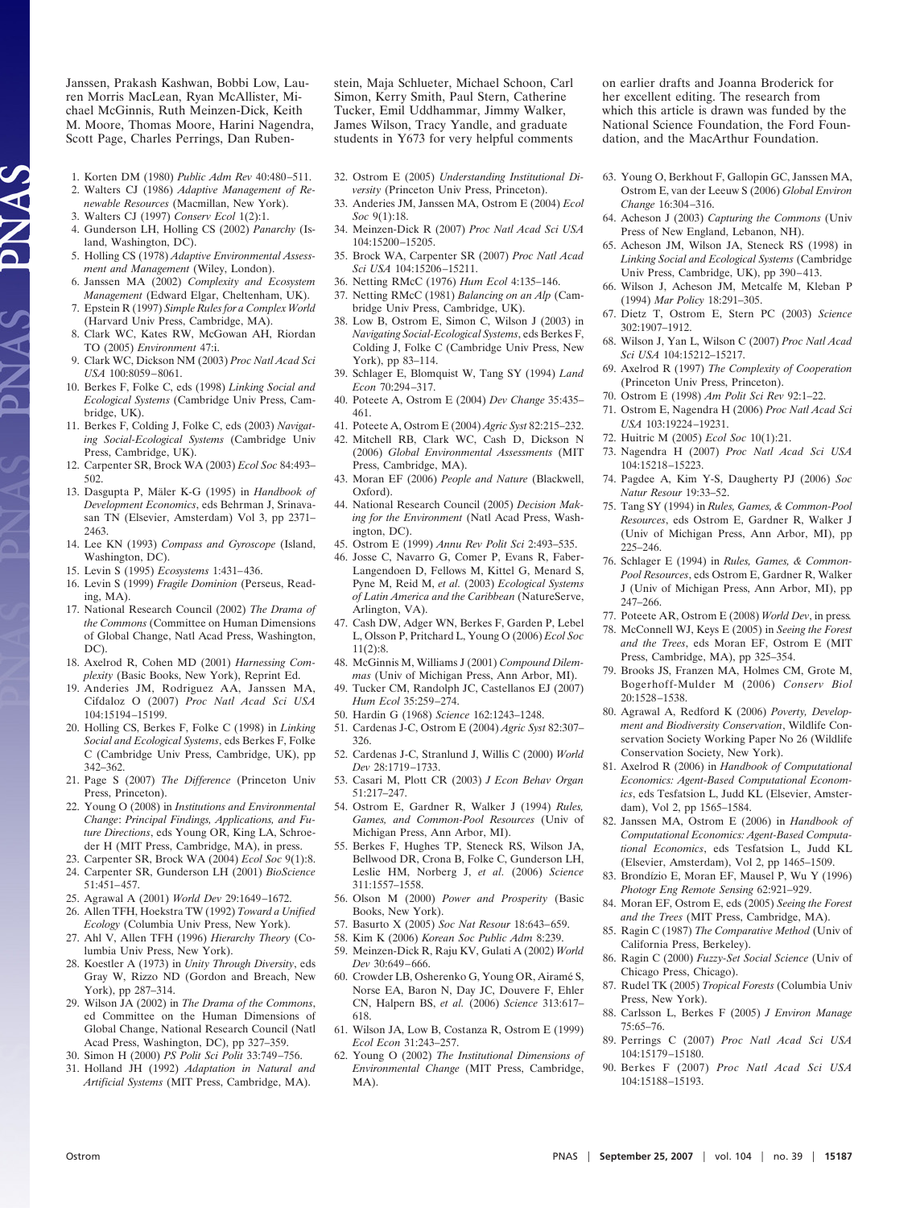Janssen, Prakash Kashwan, Bobbi Low, Lauren Morris MacLean, Ryan McAllister, Michael McGinnis, Ruth Meinzen-Dick, Keith M. Moore, Thomas Moore, Harini Nagendra, Scott Page, Charles Perrings, Dan Rubenstein, Maja Schlueter, Michael Schoon, Carl Simon, Kerry Smith, Paul Stern, Catherine Tucker, Emil Uddhammar, Jimmy Walker, James Wilson, Tracy Yandle, and graduate students in Y673 for very helpful comments on earlier drafts and Joanna Broderick for her excellent editing. The research from which this article is drawn was funded by the National Science Foundation, the Ford Foundation, and the MacArthur Foundation.

1. Korten DM (1980) *Public Adm Rev* 40:480–511.
2. Walters CJ (1986) *Adaptive Management of Renewable Resources* (Macmillan, New York).
3. Walters CJ (1997) *Conserv Ecol* 1(2):1.
4. Gunderson LH, Holling CS (2002) *Panarchy* (Island, Washington, DC).
5. Holling CS (1978) *Adaptive Environmental Assessment and Management* (Wiley, London).
6. Janssen MA (2002) *Complexity and Ecosystem Management* (Edward Elgar, Cheltenham, UK).
7. Epstein R (1997) *Simple Rules for a Complex World* (Harvard Univ Press, Cambridge, MA).
8. Clark WC, Kates RW, McGowan AH, Riordan TO (2005) *Environment* 47:i.
9. Clark WC, Dickson NM (2003) *Proc Natl Acad Sci USA* 100:8059–8061.
10. Berkes F, Folke C, eds (1998) *Linking Social and Ecological Systems* (Cambridge Univ Press, Cambridge, UK).
11. Berkes F, Colding J, Folke C, eds (2003) *Navigating Social-Ecological Systems* (Cambridge Univ Press, Cambridge, UK).
12. Carpenter SR, Brock WA (2003) *Ecol Soc* 84:493–502.
13. Dasgupta P, Mäler K-G (1995) in *Handbook of Development Economics*, eds Behrman J, Srinivasan TN (Elsevier, Amsterdam) Vol 3, pp 2371–2463.
14. Lee KN (1993) *Compass and Gyroscope* (Island, Washington, DC).
15. Levin S (1995) *Ecosystems* 1:431–436.
16. Levin S (1999) *Fragile Dominion* (Perseus, Reading, MA).
17. National Research Council (2002) *The Drama of the Commons* (Committee on Human Dimensions of Global Change, Natl Acad Press, Washington, DC).
18. Axelrod R, Cohen MD (2001) *Harnessing Complexity* (Basic Books, New York), Reprint Ed.
19. Anderies JM, Rodriguez AA, Janssen MA, Cifdaloz O (2007) *Proc Natl Acad Sci USA* 104:15194–15199.
20. Holling CS, Berkes F, Folke C (1998) in *Linking Social and Ecological Systems*, eds Berkes F, Folke C (Cambridge Univ Press, Cambridge, UK), pp 342–362.
21. Page S (2007) *The Difference* (Princeton Univ Press, Princeton).
22. Young O (2008) in *Institutions and Environmental Change: Principal Findings, Applications, and Future Directions*, eds Young OR, King LA, Schroeder H (MIT Press, Cambridge, MA), in press.
23. Carpenter SR, Brock WA (2004) *Ecol Soc* 9(1):8.
24. Carpenter SR, Gunderson LH (2001) *BioScience* 51:451–457.
25. Agrawal A (2001) *World Dev* 29:1649–1672.
26. Allen TFH, Hoekstra TW (1992) *Toward a Unified Ecology* (Columbia Univ Press, New York).
27. Ahl V, Allen TFH (1996) *Hierarchy Theory* (Columbia Univ Press, New York).
28. Koestler A (1973) in *Unity Through Diversity*, eds Gray W, Rizzo ND (Gordon and Breach, New York), pp 287–314.
29. Wilson JA (2002) in *The Drama of the Commons*, ed Committee on the Human Dimensions of Global Change, National Research Council (Natl Acad Press, Washington, DC), pp 327–359.
30. Simon H (2000) *PS Polit Sci Polit* 33:749–756.
31. Holland JH (1992) *Adaptation in Natural and Artificial Systems* (MIT Press, Cambridge, MA).
32. Ostrom E (2005) *Understanding Institutional Diversity* (Princeton Univ Press, Princeton).
33. Anderies JM, Janssen MA, Ostrom E (2004) *Ecol Soc* 9(1):18.
34. Meinzen-Dick R (2007) *Proc Natl Acad Sci USA* 104:15200–15205.
35. Brock WA, Carpenter SR (2007) *Proc Natl Acad Sci USA* 104:15206–15211.
36. Netting RMcC (1976) *Hum Ecol* 4:135–146.
37. Netting RMcC (1981) *Balancing on an Alp* (Cambridge Univ Press, Cambridge, UK).
38. Low B, Ostrom E, Simon C, Wilson J (2003) in *Navigating Social-Ecological Systems*, eds Berkes F, Colding J, Folke C (Cambridge Univ Press, New York), pp 83–114.
39. Schlager E, Blomquist W, Tang SY (1994) *Land Econ* 70:294–317.
40. Poteete A, Ostrom E (2004) *Dev Change* 35:435–461.
41. Poteete A, Ostrom E (2004) *Agric Syst* 82:215–232.
42. Mitchell RB, Clark WC, Cash D, Dickson N (2006) *Global Environmental Assessments* (MIT Press, Cambridge, MA).
43. Moran EF (2006) *People and Nature* (Blackwell, Oxford).
44. National Research Council (2005) *Decision Making for the Environment* (Natl Acad Press, Washington, DC).
45. Ostrom E (1999) *Annu Rev Polit Sci* 2:493–535.
46. Josse C, Navarro G, Comer P, Evans R, Faber-Langendoen D, Fellows M, Kittel G, Menard S, Pyne M, Reid M, *et al.* (2003) *Ecological Systems of Latin America and the Caribbean* (NatureServe, Arlington, VA).
47. Cash DW, Adger WN, Berkes F, Garden P, Lebel L, Olsson P, Pritchard L, Young O (2006) *Ecol Soc* 11(2):8.
48. McGinnis M, Williams J (2001) *Compound Dilemmas* (Univ of Michigan Press, Ann Arbor, MI).
49. Tucker CM, Randolph JC, Castellanos EJ (2007) *Hum Ecol* 35:259–274.
50. Hardin G (1968) *Science* 162:1243–1248.
51. Cardenas J-C, Ostrom E (2004) *Agric Syst* 82:307–326.
52. Cardenas J-C, Stranlund J, Willis C (2000) *World Dev* 28:1719–1733.
53. Casari M, Plott CR (2003) *J Econ Behav Organ* 51:217–247.
54. Ostrom E, Gardner R, Walker J (1994) *Rules, Games, and Common-Pool Resources* (Univ of Michigan Press, Ann Arbor, MI).
55. Berkes F, Hughes TP, Steneck RS, Wilson JA, Bellwood DR, Crona B, Folke C, Gunderson LH, Leslie HM, Norberg J, *et al.* (2006) *Science* 311:1557–1558.
56. Olson M (2000) *Power and Prosperity* (Basic Books, New York).
57. Basurto X (2005) *Soc Nat Resour* 18:643–659.
58. Kim K (2006) *Korean Soc Public Adm* 8:239.
59. Meinzen-Dick R, Raju KV, Gulati A (2002) *World Dev* 30:649–666.
60. Crowder LB, Osherenko G, Young OR, Airamé S, Norse EA, Baron N, Day JC, Douvere F, Ehler CN, Halpern BS, *et al.* (2006) *Science* 313:617–618.
61. Wilson JA, Low B, Costanza R, Ostrom E (1999) *Ecol Econ* 31:243–257.
62. Young O (2002) *The Institutional Dimensions of Environmental Change* (MIT Press, Cambridge, MA).
63. Young O, Berkhout F, Gallopin GC, Janssen MA, Ostrom E, van der Leeuw S (2006) *Global Environ Change* 16:304–316.
64. Acheson J (2003) *Capturing the Commons* (Univ Press of New England, Lebanon, NH).
65. Acheson JM, Wilson JA, Steneck RS (1998) in *Linking Social and Ecological Systems* (Cambridge Univ Press, Cambridge, UK), pp 390–413.
66. Wilson J, Acheson JM, Metcalfe M, Kleban P (1994) *Mar Policy* 18:291–305.
67. Dietz T, Ostrom E, Stern PC (2003) *Science* 302:1907–1912.
68. Wilson J, Yan L, Wilson C (2007) *Proc Natl Acad Sci USA* 104:15212–15217.
69. Axelrod R (1997) *The Complexity of Cooperation* (Princeton Univ Press, Princeton).
70. Ostrom E (1998) *Am Polit Sci Rev* 92:1–22.
71. Ostrom E, Nagendra H (2006) *Proc Natl Acad Sci USA* 103:19224–19231.
72. Huitric M (2005) *Ecol Soc* 10(1):21.
73. Nagendra H (2007) *Proc Natl Acad Sci USA* 104:15218–15223.
74. Pagdee A, Kim Y-S, Daugherty PJ (2006) *Soc Natur Resour* 19:33–52.
75. Tang SY (1994) in *Rules, Games, & Common-Pool Resources*, eds Ostrom E, Gardner R, Walker J (Univ of Michigan Press, Ann Arbor, MI), pp 225–246.
76. Schlager E (1994) in *Rules, Games, & Common-Pool Resources*, eds Ostrom E, Gardner R, Walker J (Univ of Michigan Press, Ann Arbor, MI), pp 247–266.
77. Poteete AR, Ostrom E (2008) *World Dev*, in press.
78. McConnell WJ, Keys E (2005) in *Seeing the Forest and the Trees*, eds Moran EF, Ostrom E (MIT Press, Cambridge, MA), pp 325–354.
79. Brooks JS, Franzen MA, Holmes CM, Grote M, Bogerhoff-Mulder M (2006) *Conserv Biol* 20:1528–1538.
80. Agrawal A, Redford K (2006) *Poverty, Development and Biodiversity Conservation*, Wildlife Conservation Society Working Paper No 26 (Wildlife Conservation Society, New York).
81. Axelrod R (2006) in *Handbook of Computational Economics: Agent-Based Computational Economics*, eds Tesfatsion L, Judd KL (Elsevier, Amsterdam), Vol 2, pp 1565–1584.
82. Janssen MA, Ostrom E (2006) in *Handbook of Computational Economics: Agent-Based Computational Economics*, eds Tesfatsion L, Judd KL (Elsevier, Amsterdam), Vol 2, pp 1465–1509.
83. Brondízio E, Moran EF, Mausel P, Wu Y (1996) *Photogr Eng Remote Sensing* 62:921–929.
84. Moran EF, Ostrom E, eds (2005) *Seeing the Forest and the Trees* (MIT Press, Cambridge, MA).
85. Ragin C (1987) *The Comparative Method* (Univ of California Press, Berkeley).
86. Ragin C (2000) *Fuzzy-Set Social Science* (Univ of Chicago Press, Chicago).
87. Rudel TK (2005) *Tropical Forests* (Columbia Univ Press, New York).
88. Carlsson L, Berkes F (2005) *J Environ Manage* 75:65–76.
89. Perrings C (2007) *Proc Natl Acad Sci USA* 104:15179–15180.
90. Berkes F (2007) *Proc Natl Acad Sci USA* 104:15188–15193.